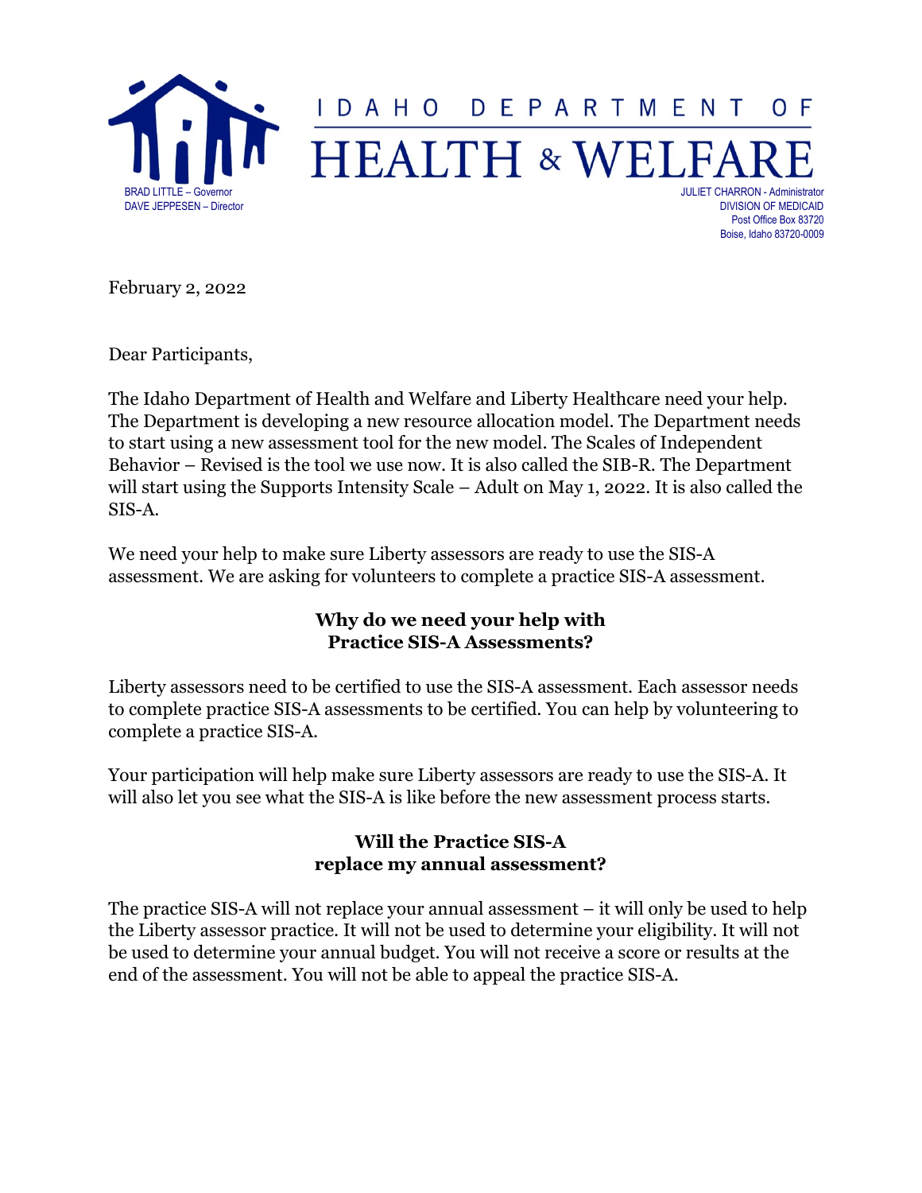IDAHO DEPARTMENT OF

# HEALTH & WELFARE

BRAD LITTLE – Governor
DAVE JEPPESEN – Director

JULIET CHARRON - Administrator
DIVISION OF MEDICAID
Post Office Box 83720
Boise, Idaho 83720-0009

February 2, 2022

Dear Participants,

The Idaho Department of Health and Welfare and Liberty Healthcare need your help. The Department is developing a new resource allocation model. The Department needs to start using a new assessment tool for the new model. The Scales of Independent Behavior – Revised is the tool we use now. It is also called the SIB-R. The Department will start using the Supports Intensity Scale – Adult on May 1, 2022. It is also called the SIS-A.

We need your help to make sure Liberty assessors are ready to use the SIS-A assessment. We are asking for volunteers to complete a practice SIS-A assessment.

## Why do we need your help with Practice SIS-A Assessments?

Liberty assessors need to be certified to use the SIS-A assessment. Each assessor needs to complete practice SIS-A assessments to be certified. You can help by volunteering to complete a practice SIS-A.

Your participation will help make sure Liberty assessors are ready to use the SIS-A. It will also let you see what the SIS-A is like before the new assessment process starts.

## Will the Practice SIS-A replace my annual assessment?

The practice SIS-A will not replace your annual assessment – it will only be used to help the Liberty assessor practice. It will not be used to determine your eligibility. It will not be used to determine your annual budget. You will not receive a score or results at the end of the assessment. You will not be able to appeal the practice SIS-A.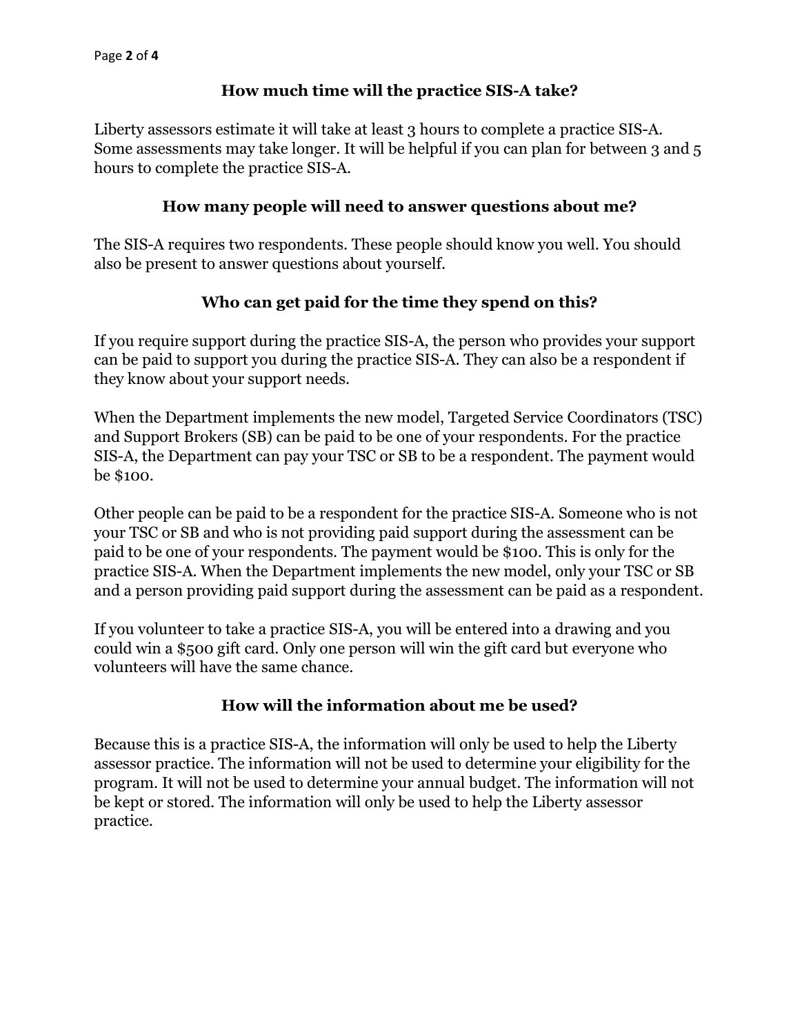## How much time will the practice SIS-A take?

Liberty assessors estimate it will take at least 3 hours to complete a practice SIS-A. Some assessments may take longer. It will be helpful if you can plan for between 3 and 5 hours to complete the practice SIS-A.

## How many people will need to answer questions about me?

The SIS-A requires two respondents. These people should know you well. You should also be present to answer questions about yourself.

## Who can get paid for the time they spend on this?

If you require support during the practice SIS-A, the person who provides your support can be paid to support you during the practice SIS-A. They can also be a respondent if they know about your support needs.

When the Department implements the new model, Targeted Service Coordinators (TSC) and Support Brokers (SB) can be paid to be one of your respondents. For the practice SIS-A, the Department can pay your TSC or SB to be a respondent. The payment would be $100.

Other people can be paid to be a respondent for the practice SIS-A. Someone who is not your TSC or SB and who is not providing paid support during the assessment can be paid to be one of your respondents. The payment would be $100. This is only for the practice SIS-A. When the Department implements the new model, only your TSC or SB and a person providing paid support during the assessment can be paid as a respondent.

If you volunteer to take a practice SIS-A, you will be entered into a drawing and you could win a $500 gift card. Only one person will win the gift card but everyone who volunteers will have the same chance.

## How will the information about me be used?

Because this is a practice SIS-A, the information will only be used to help the Liberty assessor practice. The information will not be used to determine your eligibility for the program. It will not be used to determine your annual budget. The information will not be kept or stored. The information will only be used to help the Liberty assessor practice.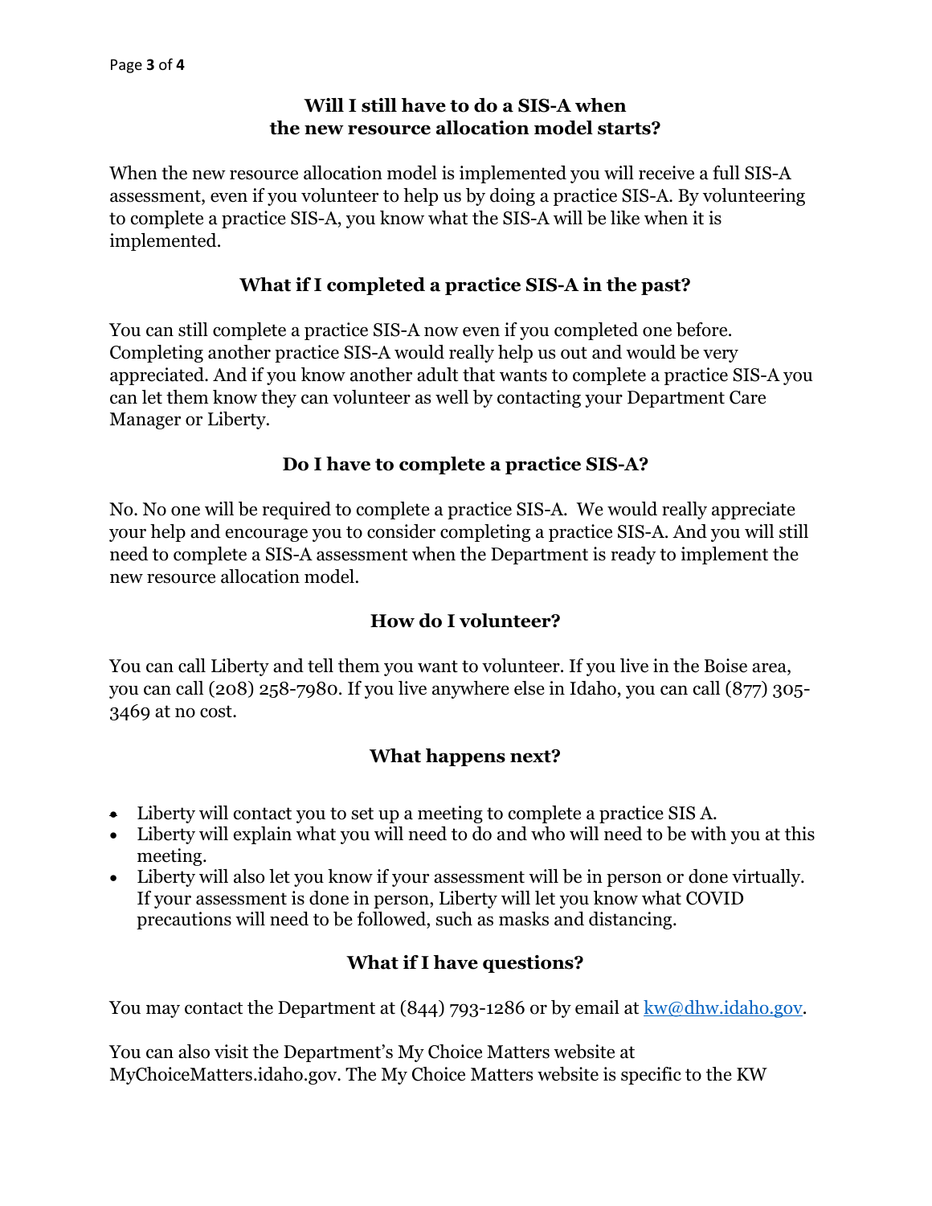## Will I still have to do a SIS-A when the new resource allocation model starts?

When the new resource allocation model is implemented you will receive a full SIS-A assessment, even if you volunteer to help us by doing a practice SIS-A. By volunteering to complete a practice SIS-A, you know what the SIS-A will be like when it is implemented.

## What if I completed a practice SIS-A in the past?

You can still complete a practice SIS-A now even if you completed one before. Completing another practice SIS-A would really help us out and would be very appreciated. And if you know another adult that wants to complete a practice SIS-A you can let them know they can volunteer as well by contacting your Department Care Manager or Liberty.

## Do I have to complete a practice SIS-A?

No. No one will be required to complete a practice SIS-A. We would really appreciate your help and encourage you to consider completing a practice SIS-A. And you will still need to complete a SIS-A assessment when the Department is ready to implement the new resource allocation model.

## How do I volunteer?

You can call Liberty and tell them you want to volunteer. If you live in the Boise area, you can call (208) 258-7980. If you live anywhere else in Idaho, you can call (877) 305-3469 at no cost.

## What happens next?

- Liberty will contact you to set up a meeting to complete a practice SIS A.
- Liberty will explain what you will need to do and who will need to be with you at this meeting.
- Liberty will also let you know if your assessment will be in person or done virtually. If your assessment is done in person, Liberty will let you know what COVID precautions will need to be followed, such as masks and distancing.

## What if I have questions?

You may contact the Department at (844) 793-1286 or by email at kw@dhw.idaho.gov.

You can also visit the Department's My Choice Matters website at MyChoiceMatters.idaho.gov. The My Choice Matters website is specific to the KW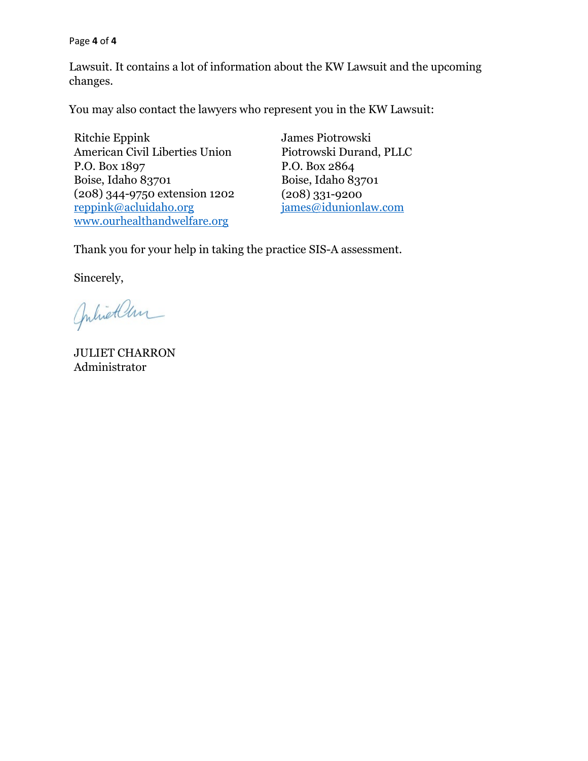Lawsuit. It contains a lot of information about the KW Lawsuit and the upcoming changes.

You may also contact the lawyers who represent you in the KW Lawsuit:

Ritchie Eppink
American Civil Liberties Union
P.O. Box 1897
Boise, Idaho 83701
(208) 344-9750 extension 1202
reppink@acluidaho.org
www.ourhealthandwelfare.org

James Piotrowski
Piotrowski Durand, PLLC
P.O. Box 2864
Boise, Idaho 83701
(208) 331-9200
james@idunionlaw.com

Thank you for your help in taking the practice SIS-A assessment.

Sincerely,

JULIET CHARRON
Administrator